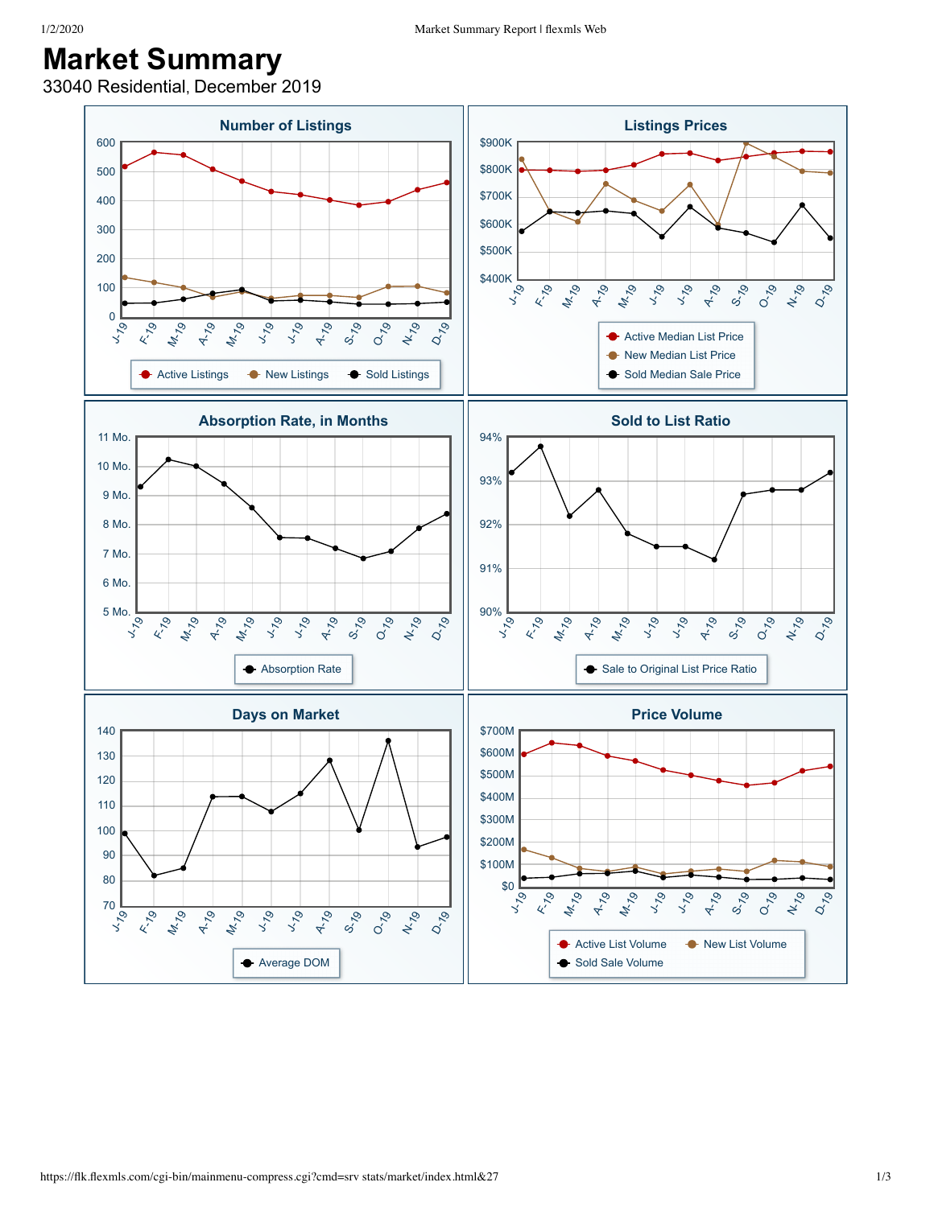# Market Summary

33040 Residential, December 2019

## Number of Listings

Y-axis: 0, 100, 200, 300, 400, 500, 600

X-axis: J-19, F-19, M-19, A-19, M-19, J-19, J-19, A-19, S-19, O-19, N-19, D-19

Legend: Active Listings, New Listings, Sold Listings

## Listings Prices

Y-axis: $400K, $500K, $600K, $700K, $800K, $900K

X-axis: J-19, F-19, M-19, A-19, M-19, J-19, J-19, A-19, S-19, O-19, N-19, D-19

Legend: Active Median List Price, New Median List Price, Sold Median Sale Price

## Absorption Rate, in Months

Y-axis: 5 Mo., 6 Mo., 7 Mo., 8 Mo., 9 Mo., 10 Mo., 11 Mo.

X-axis: J-19, F-19, M-19, A-19, M-19, J-19, J-19, A-19, S-19, O-19, N-19, D-19

Legend: Absorption Rate

## Sold to List Ratio

Y-axis: 90%, 91%, 92%, 93%, 94%

X-axis: J-19, F-19, M-19, A-19, M-19, J-19, J-19, A-19, S-19, O-19, N-19, D-19

Legend: Sale to Original List Price Ratio

## Days on Market

Y-axis: 70, 80, 90, 100, 110, 120, 130, 140

X-axis: J-19, F-19, M-19, A-19, M-19, J-19, J-19, A-19, S-19, O-19, N-19, D-19

Legend: Average DOM

## Price Volume

Y-axis: $0, $100M, $200M, $300M, $400M, $500M, $600M, $700M

X-axis: J-19, F-19, M-19, A-19, M-19, J-19, J-19, A-19, S-19, O-19, N-19, D-19

Legend: Active List Volume, New List Volume, Sold Sale Volume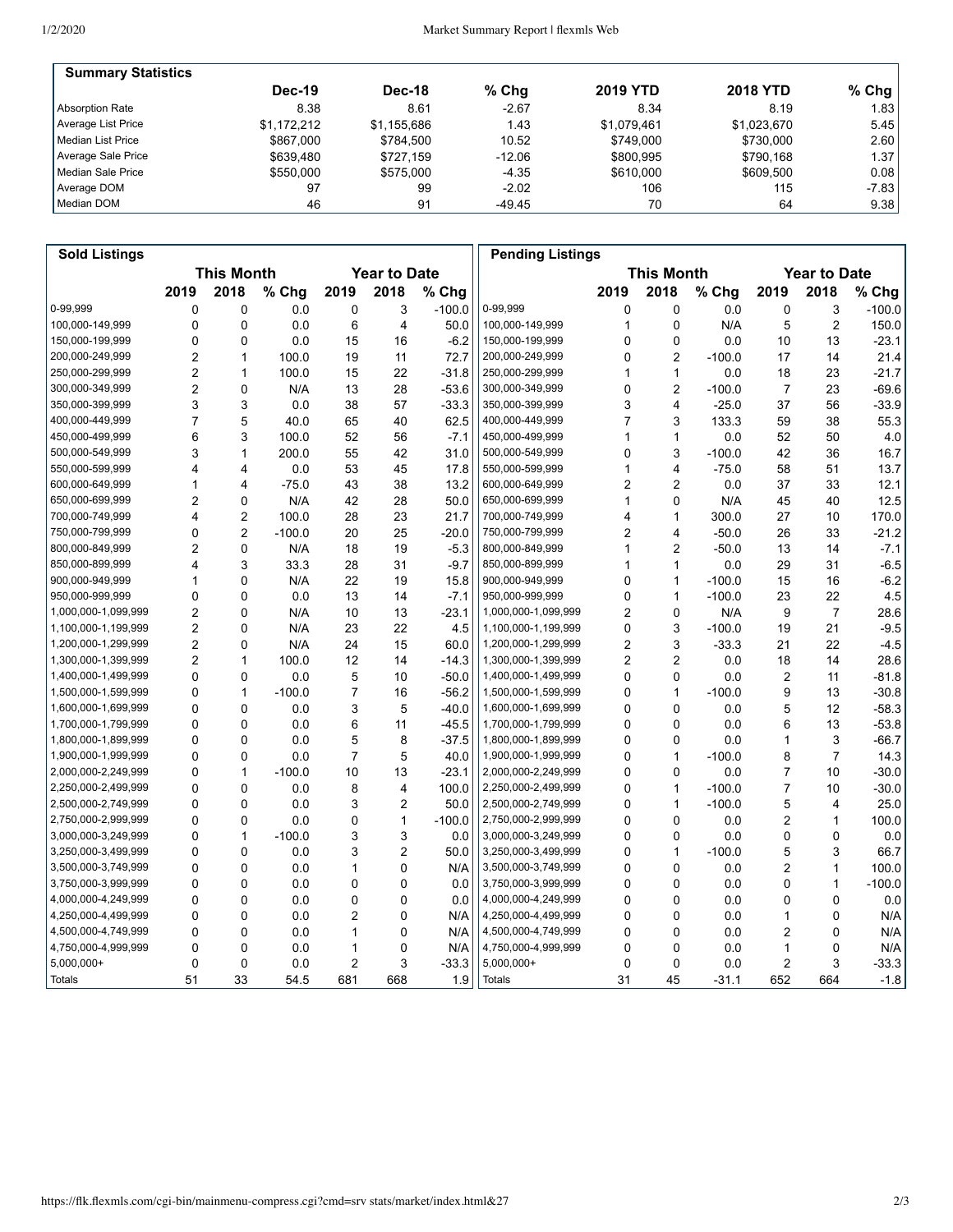## Summary Statistics

| | Dec-19 | Dec-18 | % Chg | 2019 YTD | 2018 YTD | % Chg |
|---|---|---|---|---|---|---|
| Absorption Rate | 8.38 | 8.61 | -2.67 | 8.34 | 8.19 | 1.83 |
| Average List Price | $1,172,212 | $1,155,686 | 1.43 | $1,079,461 | $1,023,670 | 5.45 |
| Median List Price | $867,000 | $784,500 | 10.52 | $749,000 | $730,000 | 2.60 |
| Average Sale Price | $639,480 | $727,159 | -12.06 | $800,995 | $790,168 | 1.37 |
| Median Sale Price | $550,000 | $575,000 | -4.35 | $610,000 | $609,500 | 0.08 |
| Average DOM | 97 | 99 | -2.02 | 106 | 115 | -7.83 |
| Median DOM | 46 | 91 | -49.45 | 70 | 64 | 9.38 |

## Sold Listings

| | This Month | | | Year to Date | | |
|---|---|---|---|---|---|---|
| | 2019 | 2018 | % Chg | 2019 | 2018 | % Chg |
| 0-99,999 | 0 | 0 | 0.0 | 0 | 3 | -100.0 |
| 100,000-149,999 | 0 | 0 | 0.0 | 6 | 4 | 50.0 |
| 150,000-199,999 | 0 | 0 | 0.0 | 15 | 16 | -6.2 |
| 200,000-249,999 | 2 | 1 | 100.0 | 19 | 11 | 72.7 |
| 250,000-299,999 | 2 | 1 | 100.0 | 15 | 22 | -31.8 |
| 300,000-349,999 | 2 | 0 | N/A | 13 | 28 | -53.6 |
| 350,000-399,999 | 3 | 3 | 0.0 | 38 | 57 | -33.3 |
| 400,000-449,999 | 7 | 5 | 40.0 | 65 | 40 | 62.5 |
| 450,000-499,999 | 6 | 3 | 100.0 | 52 | 56 | -7.1 |
| 500,000-549,999 | 3 | 1 | 200.0 | 55 | 42 | 31.0 |
| 550,000-599,999 | 4 | 4 | 0.0 | 53 | 45 | 17.8 |
| 600,000-649,999 | 1 | 4 | -75.0 | 43 | 38 | 13.2 |
| 650,000-699,999 | 2 | 0 | N/A | 42 | 28 | 50.0 |
| 700,000-749,999 | 4 | 2 | 100.0 | 28 | 23 | 21.7 |
| 750,000-799,999 | 0 | 2 | -100.0 | 20 | 25 | -20.0 |
| 800,000-849,999 | 2 | 0 | N/A | 18 | 19 | -5.3 |
| 850,000-899,999 | 4 | 3 | 33.3 | 28 | 31 | -9.7 |
| 900,000-949,999 | 1 | 0 | N/A | 22 | 19 | 15.8 |
| 950,000-999,999 | 0 | 0 | 0.0 | 13 | 14 | -7.1 |
| 1,000,000-1,099,999 | 2 | 0 | N/A | 10 | 13 | -23.1 |
| 1,100,000-1,199,999 | 2 | 0 | N/A | 23 | 22 | 4.5 |
| 1,200,000-1,299,999 | 2 | 0 | N/A | 24 | 15 | 60.0 |
| 1,300,000-1,399,999 | 2 | 1 | 100.0 | 12 | 14 | -14.3 |
| 1,400,000-1,499,999 | 0 | 0 | 0.0 | 5 | 10 | -50.0 |
| 1,500,000-1,599,999 | 0 | 1 | -100.0 | 7 | 16 | -56.2 |
| 1,600,000-1,699,999 | 0 | 0 | 0.0 | 3 | 5 | -40.0 |
| 1,700,000-1,799,999 | 0 | 0 | 0.0 | 6 | 11 | -45.5 |
| 1,800,000-1,899,999 | 0 | 0 | 0.0 | 5 | 8 | -37.5 |
| 1,900,000-1,999,999 | 0 | 0 | 0.0 | 7 | 5 | 40.0 |
| 2,000,000-2,249,999 | 0 | 1 | -100.0 | 10 | 13 | -23.1 |
| 2,250,000-2,499,999 | 0 | 0 | 0.0 | 8 | 4 | 100.0 |
| 2,500,000-2,749,999 | 0 | 0 | 0.0 | 3 | 2 | 50.0 |
| 2,750,000-2,999,999 | 0 | 0 | 0.0 | 0 | 1 | -100.0 |
| 3,000,000-3,249,999 | 0 | 1 | -100.0 | 3 | 3 | 0.0 |
| 3,250,000-3,499,999 | 0 | 0 | 0.0 | 3 | 2 | 50.0 |
| 3,500,000-3,749,999 | 0 | 0 | 0.0 | 1 | 0 | N/A |
| 3,750,000-3,999,999 | 0 | 0 | 0.0 | 0 | 0 | 0.0 |
| 4,000,000-4,249,999 | 0 | 0 | 0.0 | 0 | 0 | 0.0 |
| 4,250,000-4,499,999 | 0 | 0 | 0.0 | 2 | 0 | N/A |
| 4,500,000-4,749,999 | 0 | 0 | 0.0 | 1 | 0 | N/A |
| 4,750,000-4,999,999 | 0 | 0 | 0.0 | 1 | 0 | N/A |
| 5,000,000+ | 0 | 0 | 0.0 | 2 | 3 | -33.3 |
| Totals | 51 | 33 | 54.5 | 681 | 668 | 1.9 |

## Pending Listings

| | This Month | | | Year to Date | | |
|---|---|---|---|---|---|---|
| | 2019 | 2018 | % Chg | 2019 | 2018 | % Chg |
| 0-99,999 | 0 | 0 | 0.0 | 0 | 3 | -100.0 |
| 100,000-149,999 | 1 | 0 | N/A | 5 | 2 | 150.0 |
| 150,000-199,999 | 0 | 0 | 0.0 | 10 | 13 | -23.1 |
| 200,000-249,999 | 0 | 2 | -100.0 | 17 | 14 | 21.4 |
| 250,000-299,999 | 1 | 1 | 0.0 | 18 | 23 | -21.7 |
| 300,000-349,999 | 0 | 2 | -100.0 | 7 | 23 | -69.6 |
| 350,000-399,999 | 3 | 4 | -25.0 | 37 | 56 | -33.9 |
| 400,000-449,999 | 7 | 3 | 133.3 | 59 | 38 | 55.3 |
| 450,000-499,999 | 1 | 1 | 0.0 | 52 | 50 | 4.0 |
| 500,000-549,999 | 0 | 3 | -100.0 | 42 | 36 | 16.7 |
| 550,000-599,999 | 1 | 4 | -75.0 | 58 | 51 | 13.7 |
| 600,000-649,999 | 2 | 2 | 0.0 | 37 | 33 | 12.1 |
| 650,000-699,999 | 1 | 0 | N/A | 45 | 40 | 12.5 |
| 700,000-749,999 | 4 | 1 | 300.0 | 27 | 10 | 170.0 |
| 750,000-799,999 | 2 | 4 | -50.0 | 26 | 33 | -21.2 |
| 800,000-849,999 | 1 | 2 | -50.0 | 13 | 14 | -7.1 |
| 850,000-899,999 | 1 | 1 | 0.0 | 29 | 31 | -6.5 |
| 900,000-949,999 | 0 | 1 | -100.0 | 15 | 16 | -6.2 |
| 950,000-999,999 | 0 | 1 | -100.0 | 23 | 22 | 4.5 |
| 1,000,000-1,099,999 | 2 | 0 | N/A | 9 | 7 | 28.6 |
| 1,100,000-1,199,999 | 0 | 3 | -100.0 | 19 | 21 | -9.5 |
| 1,200,000-1,299,999 | 2 | 3 | -33.3 | 21 | 22 | -4.5 |
| 1,300,000-1,399,999 | 2 | 2 | 0.0 | 18 | 14 | 28.6 |
| 1,400,000-1,499,999 | 0 | 0 | 0.0 | 2 | 11 | -81.8 |
| 1,500,000-1,599,999 | 0 | 1 | -100.0 | 9 | 13 | -30.8 |
| 1,600,000-1,699,999 | 0 | 0 | 0.0 | 5 | 12 | -58.3 |
| 1,700,000-1,799,999 | 0 | 0 | 0.0 | 6 | 13 | -53.8 |
| 1,800,000-1,899,999 | 0 | 0 | 0.0 | 1 | 3 | -66.7 |
| 1,900,000-1,999,999 | 0 | 1 | -100.0 | 8 | 7 | 14.3 |
| 2,000,000-2,249,999 | 0 | 0 | 0.0 | 7 | 10 | -30.0 |
| 2,250,000-2,499,999 | 0 | 1 | -100.0 | 7 | 10 | -30.0 |
| 2,500,000-2,749,999 | 0 | 1 | -100.0 | 5 | 4 | 25.0 |
| 2,750,000-2,999,999 | 0 | 0 | 0.0 | 2 | 1 | 100.0 |
| 3,000,000-3,249,999 | 0 | 0 | 0.0 | 0 | 0 | 0.0 |
| 3,250,000-3,499,999 | 0 | 1 | -100.0 | 5 | 3 | 66.7 |
| 3,500,000-3,749,999 | 0 | 0 | 0.0 | 2 | 1 | 100.0 |
| 3,750,000-3,999,999 | 0 | 0 | 0.0 | 0 | 1 | -100.0 |
| 4,000,000-4,249,999 | 0 | 0 | 0.0 | 0 | 0 | 0.0 |
| 4,250,000-4,499,999 | 0 | 0 | 0.0 | 1 | 0 | N/A |
| 4,500,000-4,749,999 | 0 | 0 | 0.0 | 2 | 0 | N/A |
| 4,750,000-4,999,999 | 0 | 0 | 0.0 | 1 | 0 | N/A |
| 5,000,000+ | 0 | 0 | 0.0 | 2 | 3 | -33.3 |
| Totals | 31 | 45 | -31.1 | 652 | 664 | -1.8 |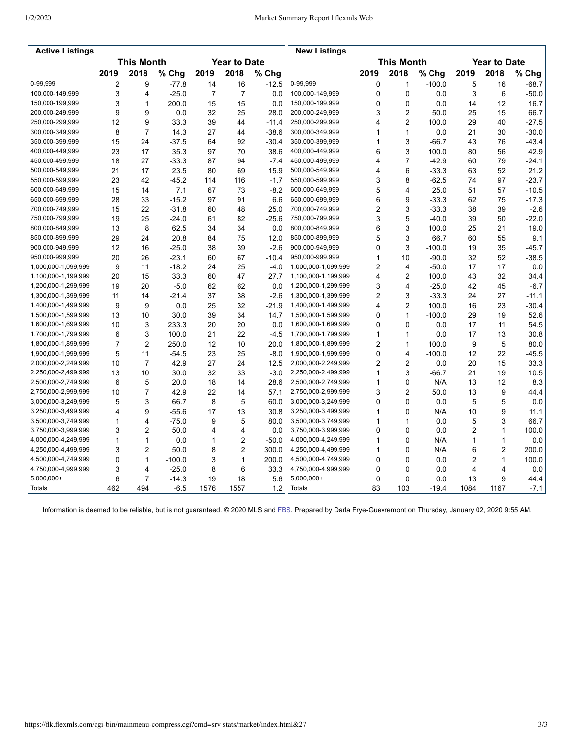| Active Listings | | | | | | |
|---|---|---|---|---|---|---|
| | This Month | | | Year to Date | | |
| | 2019 | 2018 | % Chg | 2019 | 2018 | % Chg |
| 0-99,999 | 2 | 9 | -77.8 | 14 | 16 | -12.5 |
| 100,000-149,999 | 3 | 4 | -25.0 | 7 | 7 | 0.0 |
| 150,000-199,999 | 3 | 1 | 200.0 | 15 | 15 | 0.0 |
| 200,000-249,999 | 9 | 9 | 0.0 | 32 | 25 | 28.0 |
| 250,000-299,999 | 12 | 9 | 33.3 | 39 | 44 | -11.4 |
| 300,000-349,999 | 8 | 7 | 14.3 | 27 | 44 | -38.6 |
| 350,000-399,999 | 15 | 24 | -37.5 | 64 | 92 | -30.4 |
| 400,000-449,999 | 23 | 17 | 35.3 | 97 | 70 | 38.6 |
| 450,000-499,999 | 18 | 27 | -33.3 | 87 | 94 | -7.4 |
| 500,000-549,999 | 21 | 17 | 23.5 | 80 | 69 | 15.9 |
| 550,000-599,999 | 23 | 42 | -45.2 | 114 | 116 | -1.7 |
| 600,000-649,999 | 15 | 14 | 7.1 | 67 | 73 | -8.2 |
| 650,000-699,999 | 28 | 33 | -15.2 | 97 | 91 | 6.6 |
| 700,000-749,999 | 15 | 22 | -31.8 | 60 | 48 | 25.0 |
| 750,000-799,999 | 19 | 25 | -24.0 | 61 | 82 | -25.6 |
| 800,000-849,999 | 13 | 8 | 62.5 | 34 | 34 | 0.0 |
| 850,000-899,999 | 29 | 24 | 20.8 | 84 | 75 | 12.0 |
| 900,000-949,999 | 12 | 16 | -25.0 | 38 | 39 | -2.6 |
| 950,000-999,999 | 20 | 26 | -23.1 | 60 | 67 | -10.4 |
| 1,000,000-1,099,999 | 9 | 11 | -18.2 | 24 | 25 | -4.0 |
| 1,100,000-1,199,999 | 20 | 15 | 33.3 | 60 | 47 | 27.7 |
| 1,200,000-1,299,999 | 19 | 20 | -5.0 | 62 | 62 | 0.0 |
| 1,300,000-1,399,999 | 11 | 14 | -21.4 | 37 | 38 | -2.6 |
| 1,400,000-1,499,999 | 9 | 9 | 0.0 | 25 | 32 | -21.9 |
| 1,500,000-1,599,999 | 13 | 10 | 30.0 | 39 | 34 | 14.7 |
| 1,600,000-1,699,999 | 10 | 3 | 233.3 | 20 | 20 | 0.0 |
| 1,700,000-1,799,999 | 6 | 3 | 100.0 | 21 | 22 | -4.5 |
| 1,800,000-1,899,999 | 7 | 2 | 250.0 | 12 | 10 | 20.0 |
| 1,900,000-1,999,999 | 5 | 11 | -54.5 | 23 | 25 | -8.0 |
| 2,000,000-2,249,999 | 10 | 7 | 42.9 | 27 | 24 | 12.5 |
| 2,250,000-2,499,999 | 13 | 10 | 30.0 | 32 | 33 | -3.0 |
| 2,500,000-2,749,999 | 6 | 5 | 20.0 | 18 | 14 | 28.6 |
| 2,750,000-2,999,999 | 10 | 7 | 42.9 | 22 | 14 | 57.1 |
| 3,000,000-3,249,999 | 5 | 3 | 66.7 | 8 | 5 | 60.0 |
| 3,250,000-3,499,999 | 4 | 9 | -55.6 | 17 | 13 | 30.8 |
| 3,500,000-3,749,999 | 1 | 4 | -75.0 | 9 | 5 | 80.0 |
| 3,750,000-3,999,999 | 3 | 2 | 50.0 | 4 | 4 | 0.0 |
| 4,000,000-4,249,999 | 1 | 1 | 0.0 | 1 | 2 | -50.0 |
| 4,250,000-4,499,999 | 3 | 2 | 50.0 | 8 | 2 | 300.0 |
| 4,500,000-4,749,999 | 0 | 1 | -100.0 | 3 | 1 | 200.0 |
| 4,750,000-4,999,999 | 3 | 4 | -25.0 | 8 | 6 | 33.3 |
| 5,000,000+ | 6 | 7 | -14.3 | 19 | 18 | 5.6 |
| Totals | 462 | 494 | -6.5 | 1576 | 1557 | 1.2 |

| New Listings | | | | | | |
|---|---|---|---|---|---|---|
| | This Month | | | Year to Date | | |
| | 2019 | 2018 | % Chg | 2019 | 2018 | % Chg |
| 0-99,999 | 0 | 1 | -100.0 | 5 | 16 | -68.7 |
| 100,000-149,999 | 0 | 0 | 0.0 | 3 | 6 | -50.0 |
| 150,000-199,999 | 0 | 0 | 0.0 | 14 | 12 | 16.7 |
| 200,000-249,999 | 3 | 2 | 50.0 | 25 | 15 | 66.7 |
| 250,000-299,999 | 4 | 2 | 100.0 | 29 | 40 | -27.5 |
| 300,000-349,999 | 1 | 1 | 0.0 | 21 | 30 | -30.0 |
| 350,000-399,999 | 1 | 3 | -66.7 | 43 | 76 | -43.4 |
| 400,000-449,999 | 6 | 3 | 100.0 | 80 | 56 | 42.9 |
| 450,000-499,999 | 4 | 7 | -42.9 | 60 | 79 | -24.1 |
| 500,000-549,999 | 4 | 6 | -33.3 | 63 | 52 | 21.2 |
| 550,000-599,999 | 3 | 8 | -62.5 | 74 | 97 | -23.7 |
| 600,000-649,999 | 5 | 4 | 25.0 | 51 | 57 | -10.5 |
| 650,000-699,999 | 6 | 9 | -33.3 | 62 | 75 | -17.3 |
| 700,000-749,999 | 2 | 3 | -33.3 | 38 | 39 | -2.6 |
| 750,000-799,999 | 3 | 5 | -40.0 | 39 | 50 | -22.0 |
| 800,000-849,999 | 6 | 3 | 100.0 | 25 | 21 | 19.0 |
| 850,000-899,999 | 5 | 3 | 66.7 | 60 | 55 | 9.1 |
| 900,000-949,999 | 0 | 3 | -100.0 | 19 | 35 | -45.7 |
| 950,000-999,999 | 1 | 10 | -90.0 | 32 | 52 | -38.5 |
| 1,000,000-1,099,999 | 2 | 4 | -50.0 | 17 | 17 | 0.0 |
| 1,100,000-1,199,999 | 4 | 2 | 100.0 | 43 | 32 | 34.4 |
| 1,200,000-1,299,999 | 3 | 4 | -25.0 | 42 | 45 | -6.7 |
| 1,300,000-1,399,999 | 2 | 3 | -33.3 | 24 | 27 | -11.1 |
| 1,400,000-1,499,999 | 4 | 2 | 100.0 | 16 | 23 | -30.4 |
| 1,500,000-1,599,999 | 0 | 1 | -100.0 | 29 | 19 | 52.6 |
| 1,600,000-1,699,999 | 0 | 0 | 0.0 | 17 | 11 | 54.5 |
| 1,700,000-1,799,999 | 1 | 1 | 0.0 | 17 | 13 | 30.8 |
| 1,800,000-1,899,999 | 2 | 1 | 100.0 | 9 | 5 | 80.0 |
| 1,900,000-1,999,999 | 0 | 4 | -100.0 | 12 | 22 | -45.5 |
| 2,000,000-2,249,999 | 2 | 2 | 0.0 | 20 | 15 | 33.3 |
| 2,250,000-2,499,999 | 1 | 3 | -66.7 | 21 | 19 | 10.5 |
| 2,500,000-2,749,999 | 1 | 0 | N/A | 13 | 12 | 8.3 |
| 2,750,000-2,999,999 | 3 | 2 | 50.0 | 13 | 9 | 44.4 |
| 3,000,000-3,249,999 | 0 | 0 | 0.0 | 5 | 5 | 0.0 |
| 3,250,000-3,499,999 | 1 | 0 | N/A | 10 | 9 | 11.1 |
| 3,500,000-3,749,999 | 1 | 1 | 0.0 | 5 | 3 | 66.7 |
| 3,750,000-3,999,999 | 0 | 0 | 0.0 | 2 | 1 | 100.0 |
| 4,000,000-4,249,999 | 1 | 0 | N/A | 1 | 1 | 0.0 |
| 4,250,000-4,499,999 | 1 | 0 | N/A | 6 | 2 | 200.0 |
| 4,500,000-4,749,999 | 0 | 0 | 0.0 | 2 | 1 | 100.0 |
| 4,750,000-4,999,999 | 0 | 0 | 0.0 | 4 | 4 | 0.0 |
| 5,000,000+ | 0 | 0 | 0.0 | 13 | 9 | 44.4 |
| Totals | 83 | 103 | -19.4 | 1084 | 1167 | -7.1 |

Information is deemed to be reliable, but is not guaranteed. © 2020 MLS and FBS. Prepared by Darla Frye-Guevremont on Thursday, January 02, 2020 9:55 AM.